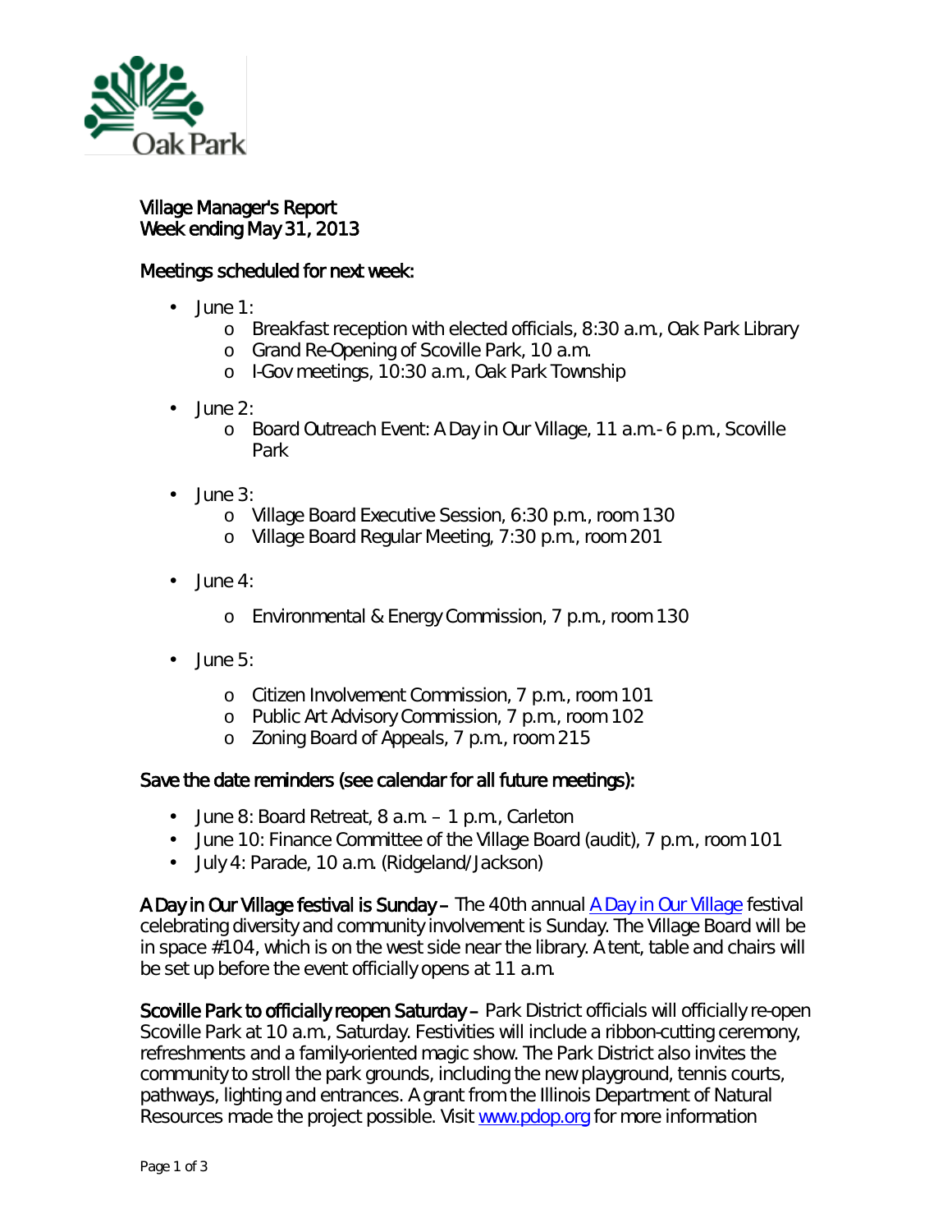Village Manager's Report
Week ending May 31, 2013

## Meetings scheduled for next week:

- June 1:
  - Breakfast reception with elected officials, 8:30 a.m., Oak Park Library
  - Grand Re-Opening of Scoville Park, 10 a.m.
  - I-Gov meetings, 10:30 a.m., Oak Park Township
- June 2:
  - Board Outreach Event: A Day in Our Village, 11 a.m.- 6 p.m., Scoville Park
- June 3:
  - Village Board Executive Session, 6:30 p.m., room 130
  - Village Board Regular Meeting, 7:30 p.m., room 201
- June 4:
  - Environmental & Energy Commission, 7 p.m., room 130
- June 5:
  - Citizen Involvement Commission, 7 p.m., room 101
  - Public Art Advisory Commission, 7 p.m., room 102
  - Zoning Board of Appeals, 7 p.m., room 215

## Save the date reminders (see calendar for all future meetings):

- June 8: Board Retreat, 8 a.m. – 1 p.m., Carleton
- June 10: Finance Committee of the Village Board (audit), 7 p.m., room 101
- July 4: Parade, 10 a.m. (Ridgeland/Jackson)

**A Day in Our Village festival is Sunday –** The 40th annual A Day in Our Village festival celebrating diversity and community involvement is Sunday. The Village Board will be in space #104, which is on the west side near the library. A tent, table and chairs will be set up before the event officially opens at 11 a.m.

**Scoville Park to officially reopen Saturday –** Park District officials will officially re-open Scoville Park at 10 a.m., Saturday. Festivities will include a ribbon-cutting ceremony, refreshments and a family-oriented magic show. The Park District also invites the community to stroll the park grounds, including the new playground, tennis courts, pathways, lighting and entrances. A grant from the Illinois Department of Natural Resources made the project possible. Visit www.pdop.org for more information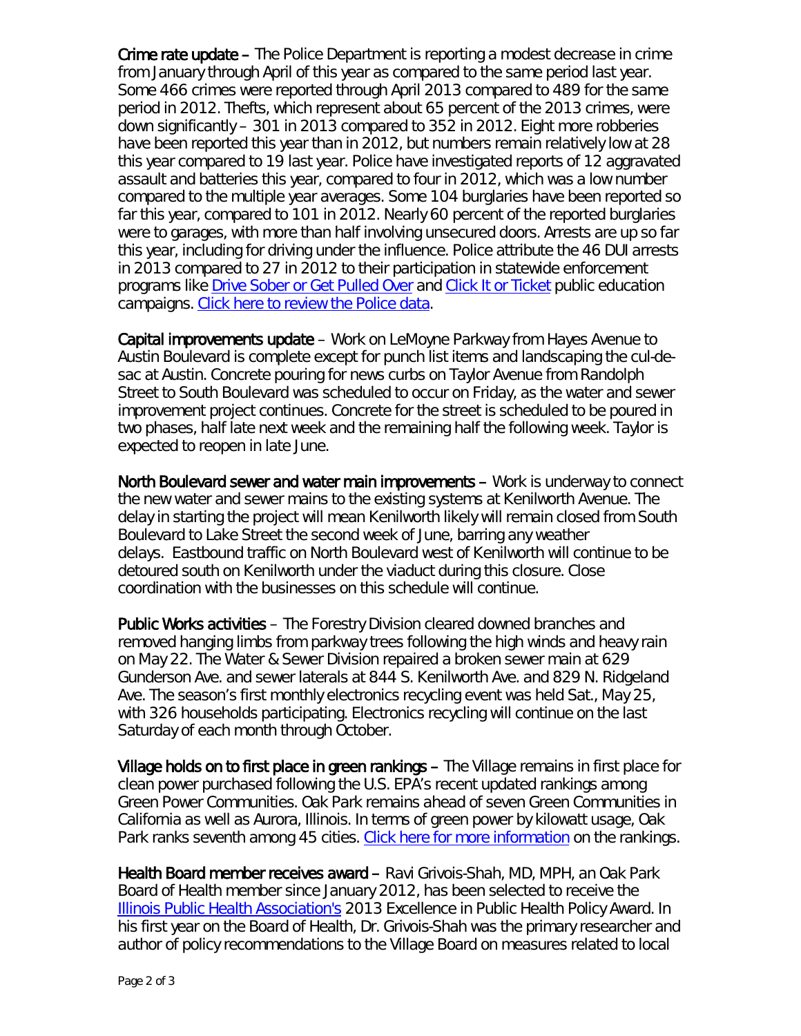**Crime rate update –** The Police Department is reporting a modest decrease in crime from January through April of this year as compared to the same period last year. Some 466 crimes were reported through April 2013 compared to 489 for the same period in 2012. Thefts, which represent about 65 percent of the 2013 crimes, were down significantly – 301 in 2013 compared to 352 in 2012. Eight more robberies have been reported this year than in 2012, but numbers remain relatively low at 28 this year compared to 19 last year. Police have investigated reports of 12 aggravated assault and batteries this year, compared to four in 2012, which was a low number compared to the multiple year averages. Some 104 burglaries have been reported so far this year, compared to 101 in 2012. Nearly 60 percent of the reported burglaries were to garages, with more than half involving unsecured doors. Arrests are up so far this year, including for driving under the influence. Police attribute the 46 DUI arrests in 2013 compared to 27 in 2012 to their participation in statewide enforcement programs like Drive Sober or Get Pulled Over and Click It or Ticket public education campaigns. Click here to review the Police data.

**Capital improvements update** – Work on LeMoyne Parkway from Hayes Avenue to Austin Boulevard is complete except for punch list items and landscaping the cul-de-sac at Austin. Concrete pouring for news curbs on Taylor Avenue from Randolph Street to South Boulevard was scheduled to occur on Friday, as the water and sewer improvement project continues. Concrete for the street is scheduled to be poured in two phases, half late next week and the remaining half the following week. Taylor is expected to reopen in late June.

**North Boulevard sewer and water main improvements –** Work is underway to connect the new water and sewer mains to the existing systems at Kenilworth Avenue. The delay in starting the project will mean Kenilworth likely will remain closed from South Boulevard to Lake Street the second week of June, barring any weather delays. Eastbound traffic on North Boulevard west of Kenilworth will continue to be detoured south on Kenilworth under the viaduct during this closure. Close coordination with the businesses on this schedule will continue.

**Public Works activities** – The Forestry Division cleared downed branches and removed hanging limbs from parkway trees following the high winds and heavy rain on May 22. The Water & Sewer Division repaired a broken sewer main at 629 Gunderson Ave. and sewer laterals at 844 S. Kenilworth Ave. and 829 N. Ridgeland Ave. The season's first monthly electronics recycling event was held Sat., May 25, with 326 households participating. Electronics recycling will continue on the last Saturday of each month through October.

**Village holds on to first place in green rankings –** The Village remains in first place for clean power purchased following the U.S. EPA's recent updated rankings among Green Power Communities. Oak Park remains ahead of seven Green Communities in California as well as Aurora, Illinois. In terms of green power by kilowatt usage, Oak Park ranks seventh among 45 cities. Click here for more information on the rankings.

**Health Board member receives award –** Ravi Grivois-Shah, MD, MPH, an Oak Park Board of Health member since January 2012, has been selected to receive the Illinois Public Health Association's 2013 Excellence in Public Health Policy Award. In his first year on the Board of Health, Dr. Grivois-Shah was the primary researcher and author of policy recommendations to the Village Board on measures related to local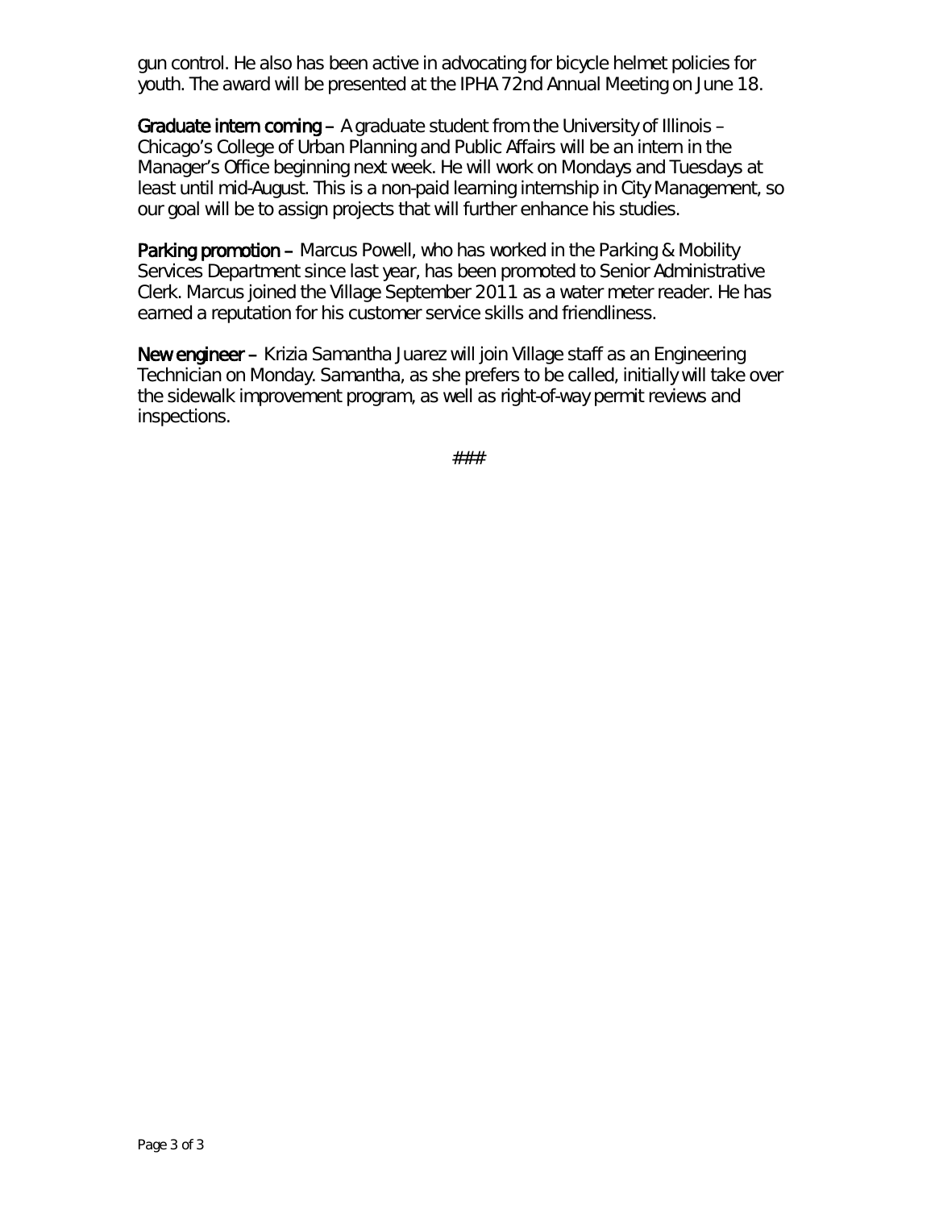gun control. He also has been active in advocating for bicycle helmet policies for youth. The award will be presented at the IPHA 72nd Annual Meeting on June 18.

**Graduate intern coming –** A graduate student from the University of Illinois – Chicago's College of Urban Planning and Public Affairs will be an intern in the Manager's Office beginning next week. He will work on Mondays and Tuesdays at least until mid-August. This is a non-paid learning internship in City Management, so our goal will be to assign projects that will further enhance his studies.

**Parking promotion –** Marcus Powell, who has worked in the Parking & Mobility Services Department since last year, has been promoted to Senior Administrative Clerk. Marcus joined the Village September 2011 as a water meter reader. He has earned a reputation for his customer service skills and friendliness.

**New engineer –** Krizia Samantha Juarez will join Village staff as an Engineering Technician on Monday. Samantha, as she prefers to be called, initially will take over the sidewalk improvement program, as well as right-of-way permit reviews and inspections.

###